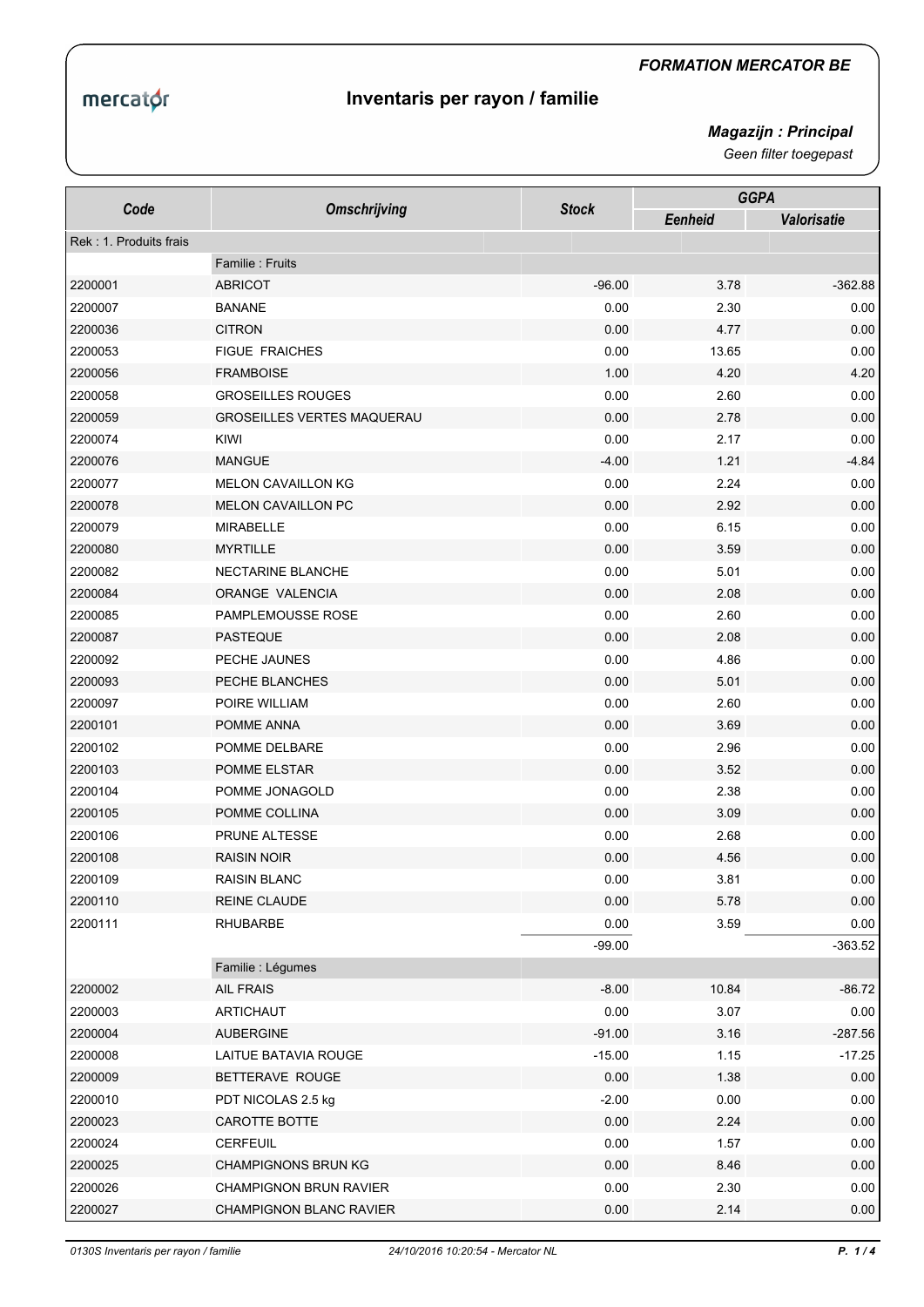*FORMATION MERCATOR BE*

mercator

# Inventaris per rayon / familie

***Magazijn : Principal***

*Geen filter toegepast*

| Code | Omschrijving | Stock | GGPA | |
|---|---|---|---|---|
| | | | Eenheid | Valorisatie |
| Rek : 1. Produits frais | | | | |
| | Familie : Fruits | | | |
| 2200001 | ABRICOT | -96.00 | 3.78 | -362.88 |
| 2200007 | BANANE | 0.00 | 2.30 | 0.00 |
| 2200036 | CITRON | 0.00 | 4.77 | 0.00 |
| 2200053 | FIGUE FRAICHES | 0.00 | 13.65 | 0.00 |
| 2200056 | FRAMBOISE | 1.00 | 4.20 | 4.20 |
| 2200058 | GROSEILLES ROUGES | 0.00 | 2.60 | 0.00 |
| 2200059 | GROSEILLES VERTES MAQUERAU | 0.00 | 2.78 | 0.00 |
| 2200074 | KIWI | 0.00 | 2.17 | 0.00 |
| 2200076 | MANGUE | -4.00 | 1.21 | -4.84 |
| 2200077 | MELON CAVAILLON KG | 0.00 | 2.24 | 0.00 |
| 2200078 | MELON CAVAILLON PC | 0.00 | 2.92 | 0.00 |
| 2200079 | MIRABELLE | 0.00 | 6.15 | 0.00 |
| 2200080 | MYRTILLE | 0.00 | 3.59 | 0.00 |
| 2200082 | NECTARINE BLANCHE | 0.00 | 5.01 | 0.00 |
| 2200084 | ORANGE VALENCIA | 0.00 | 2.08 | 0.00 |
| 2200085 | PAMPLEMOUSSE ROSE | 0.00 | 2.60 | 0.00 |
| 2200087 | PASTEQUE | 0.00 | 2.08 | 0.00 |
| 2200092 | PECHE JAUNES | 0.00 | 4.86 | 0.00 |
| 2200093 | PECHE BLANCHES | 0.00 | 5.01 | 0.00 |
| 2200097 | POIRE WILLIAM | 0.00 | 2.60 | 0.00 |
| 2200101 | POMME ANNA | 0.00 | 3.69 | 0.00 |
| 2200102 | POMME DELBARE | 0.00 | 2.96 | 0.00 |
| 2200103 | POMME ELSTAR | 0.00 | 3.52 | 0.00 |
| 2200104 | POMME JONAGOLD | 0.00 | 2.38 | 0.00 |
| 2200105 | POMME COLLINA | 0.00 | 3.09 | 0.00 |
| 2200106 | PRUNE ALTESSE | 0.00 | 2.68 | 0.00 |
| 2200108 | RAISIN NOIR | 0.00 | 4.56 | 0.00 |
| 2200109 | RAISIN BLANC | 0.00 | 3.81 | 0.00 |
| 2200110 | REINE CLAUDE | 0.00 | 5.78 | 0.00 |
| 2200111 | RHUBARBE | 0.00 | 3.59 | 0.00 |
| | | -99.00 | | -363.52 |
| | Familie : Légumes | | | |
| 2200002 | AIL FRAIS | -8.00 | 10.84 | -86.72 |
| 2200003 | ARTICHAUT | 0.00 | 3.07 | 0.00 |
| 2200004 | AUBERGINE | -91.00 | 3.16 | -287.56 |
| 2200008 | LAITUE BATAVIA ROUGE | -15.00 | 1.15 | -17.25 |
| 2200009 | BETTERAVE ROUGE | 0.00 | 1.38 | 0.00 |
| 2200010 | PDT NICOLAS 2.5 kg | -2.00 | 0.00 | 0.00 |
| 2200023 | CAROTTE BOTTE | 0.00 | 2.24 | 0.00 |
| 2200024 | CERFEUIL | 0.00 | 1.57 | 0.00 |
| 2200025 | CHAMPIGNONS BRUN KG | 0.00 | 8.46 | 0.00 |
| 2200026 | CHAMPIGNON BRUN RAVIER | 0.00 | 2.30 | 0.00 |
| 2200027 | CHAMPIGNON BLANC RAVIER | 0.00 | 2.14 | 0.00 |

*0130S Inventaris per rayon / familie* *24/10/2016 10:20:54 - Mercator NL*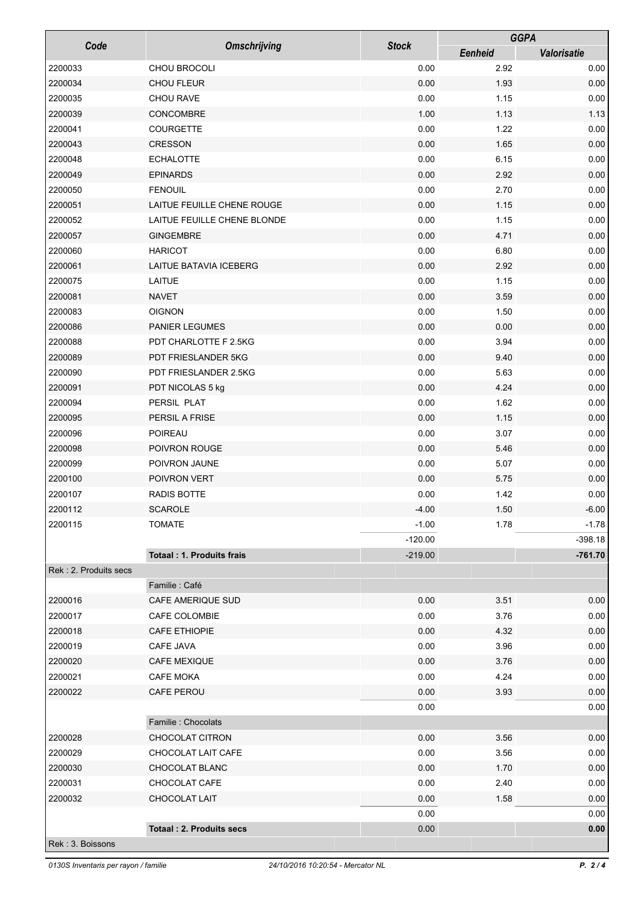| Code | Omschrijving | Stock | GGPA | |
|---|---|---|---|---|
| | | | Eenheid | Valorisatie |
| 2200033 | CHOU BROCOLI | 0.00 | 2.92 | 0.00 |
| 2200034 | CHOU FLEUR | 0.00 | 1.93 | 0.00 |
| 2200035 | CHOU RAVE | 0.00 | 1.15 | 0.00 |
| 2200039 | CONCOMBRE | 1.00 | 1.13 | 1.13 |
| 2200041 | COURGETTE | 0.00 | 1.22 | 0.00 |
| 2200043 | CRESSON | 0.00 | 1.65 | 0.00 |
| 2200048 | ECHALOTTE | 0.00 | 6.15 | 0.00 |
| 2200049 | EPINARDS | 0.00 | 2.92 | 0.00 |
| 2200050 | FENOUIL | 0.00 | 2.70 | 0.00 |
| 2200051 | LAITUE FEUILLE CHENE ROUGE | 0.00 | 1.15 | 0.00 |
| 2200052 | LAITUE FEUILLE CHENE BLONDE | 0.00 | 1.15 | 0.00 |
| 2200057 | GINGEMBRE | 0.00 | 4.71 | 0.00 |
| 2200060 | HARICOT | 0.00 | 6.80 | 0.00 |
| 2200061 | LAITUE BATAVIA ICEBERG | 0.00 | 2.92 | 0.00 |
| 2200075 | LAITUE | 0.00 | 1.15 | 0.00 |
| 2200081 | NAVET | 0.00 | 3.59 | 0.00 |
| 2200083 | OIGNON | 0.00 | 1.50 | 0.00 |
| 2200086 | PANIER LEGUMES | 0.00 | 0.00 | 0.00 |
| 2200088 | PDT CHARLOTTE F 2.5KG | 0.00 | 3.94 | 0.00 |
| 2200089 | PDT FRIESLANDER 5KG | 0.00 | 9.40 | 0.00 |
| 2200090 | PDT FRIESLANDER 2.5KG | 0.00 | 5.63 | 0.00 |
| 2200091 | PDT NICOLAS 5 kg | 0.00 | 4.24 | 0.00 |
| 2200094 | PERSIL PLAT | 0.00 | 1.62 | 0.00 |
| 2200095 | PERSIL A FRISE | 0.00 | 1.15 | 0.00 |
| 2200096 | POIREAU | 0.00 | 3.07 | 0.00 |
| 2200098 | POIVRON ROUGE | 0.00 | 5.46 | 0.00 |
| 2200099 | POIVRON JAUNE | 0.00 | 5.07 | 0.00 |
| 2200100 | POIVRON VERT | 0.00 | 5.75 | 0.00 |
| 2200107 | RADIS BOTTE | 0.00 | 1.42 | 0.00 |
| 2200112 | SCAROLE | -4.00 | 1.50 | -6.00 |
| 2200115 | TOMATE | -1.00 | 1.78 | -1.78 |
| | | -120.00 | | -398.18 |
| | **Totaal : 1. Produits frais** | -219.00 | | **-761.70** |
| Rek : 2. Produits secs | | | | |
| | Familie : Café | | | |
| 2200016 | CAFE AMERIQUE SUD | 0.00 | 3.51 | 0.00 |
| 2200017 | CAFE COLOMBIE | 0.00 | 3.76 | 0.00 |
| 2200018 | CAFE ETHIOPIE | 0.00 | 4.32 | 0.00 |
| 2200019 | CAFE JAVA | 0.00 | 3.96 | 0.00 |
| 2200020 | CAFE MEXIQUE | 0.00 | 3.76 | 0.00 |
| 2200021 | CAFE MOKA | 0.00 | 4.24 | 0.00 |
| 2200022 | CAFE PEROU | 0.00 | 3.93 | 0.00 |
| | | 0.00 | | 0.00 |
| | Familie : Chocolats | | | |
| 2200028 | CHOCOLAT CITRON | 0.00 | 3.56 | 0.00 |
| 2200029 | CHOCOLAT LAIT CAFE | 0.00 | 3.56 | 0.00 |
| 2200030 | CHOCOLAT BLANC | 0.00 | 1.70 | 0.00 |
| 2200031 | CHOCOLAT CAFE | 0.00 | 2.40 | 0.00 |
| 2200032 | CHOCOLAT LAIT | 0.00 | 1.58 | 0.00 |
| | | 0.00 | | 0.00 |
| | **Totaal : 2. Produits secs** | 0.00 | | **0.00** |
| Rek : 3. Boissons | | | | |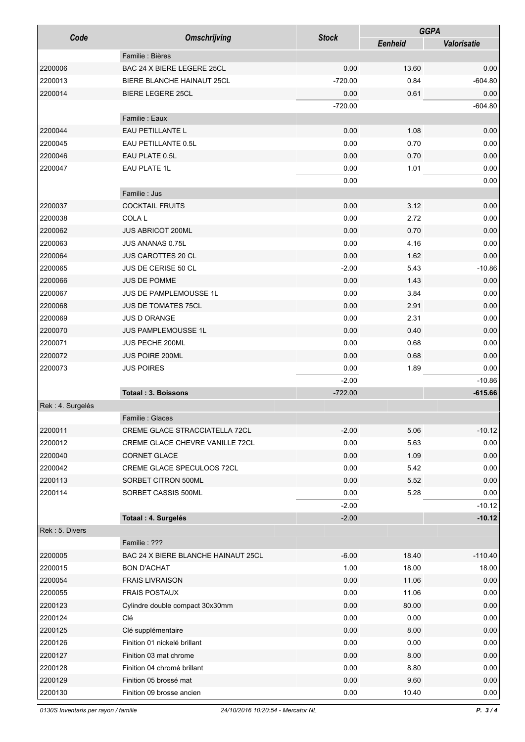| Code | Omschrijving | Stock | GGPA | |
|---|---|---|---|---|
| | | | Eenheid | Valorisatie |
| | Familie : Bières | | | |
| 2200006 | BAC 24 X BIERE LEGERE 25CL | 0.00 | 13.60 | 0.00 |
| 2200013 | BIERE BLANCHE HAINAUT 25CL | -720.00 | 0.84 | -604.80 |
| 2200014 | BIERE LEGERE 25CL | 0.00 | 0.61 | 0.00 |
| | | -720.00 | | -604.80 |
| | Familie : Eaux | | | |
| 2200044 | EAU PETILLANTE L | 0.00 | 1.08 | 0.00 |
| 2200045 | EAU PETILLANTE 0.5L | 0.00 | 0.70 | 0.00 |
| 2200046 | EAU PLATE 0.5L | 0.00 | 0.70 | 0.00 |
| 2200047 | EAU PLATE 1L | 0.00 | 1.01 | 0.00 |
| | | 0.00 | | 0.00 |
| | Familie : Jus | | | |
| 2200037 | COCKTAIL FRUITS | 0.00 | 3.12 | 0.00 |
| 2200038 | COLA L | 0.00 | 2.72 | 0.00 |
| 2200062 | JUS ABRICOT 200ML | 0.00 | 0.70 | 0.00 |
| 2200063 | JUS ANANAS 0.75L | 0.00 | 4.16 | 0.00 |
| 2200064 | JUS CAROTTES 20 CL | 0.00 | 1.62 | 0.00 |
| 2200065 | JUS DE CERISE 50 CL | -2.00 | 5.43 | -10.86 |
| 2200066 | JUS DE POMME | 0.00 | 1.43 | 0.00 |
| 2200067 | JUS DE PAMPLEMOUSSE 1L | 0.00 | 3.84 | 0.00 |
| 2200068 | JUS DE TOMATES 75CL | 0.00 | 2.91 | 0.00 |
| 2200069 | JUS D ORANGE | 0.00 | 2.31 | 0.00 |
| 2200070 | JUS PAMPLEMOUSSE 1L | 0.00 | 0.40 | 0.00 |
| 2200071 | JUS PECHE 200ML | 0.00 | 0.68 | 0.00 |
| 2200072 | JUS POIRE 200ML | 0.00 | 0.68 | 0.00 |
| 2200073 | JUS POIRES | 0.00 | 1.89 | 0.00 |
| | | -2.00 | | -10.86 |
| | **Totaal : 3. Boissons** | -722.00 | | **-615.66** |
| Rek : 4. Surgelés | | | | |
| | Familie : Glaces | | | |
| 2200011 | CREME GLACE STRACCIATELLA 72CL | -2.00 | 5.06 | -10.12 |
| 2200012 | CREME GLACE CHEVRE VANILLE 72CL | 0.00 | 5.63 | 0.00 |
| 2200040 | CORNET GLACE | 0.00 | 1.09 | 0.00 |
| 2200042 | CREME GLACE SPECULOOS 72CL | 0.00 | 5.42 | 0.00 |
| 2200113 | SORBET CITRON 500ML | 0.00 | 5.52 | 0.00 |
| 2200114 | SORBET CASSIS 500ML | 0.00 | 5.28 | 0.00 |
| | | -2.00 | | -10.12 |
| | **Totaal : 4. Surgelés** | -2.00 | | **-10.12** |
| Rek : 5. Divers | | | | |
| | Familie : ??? | | | |
| 2200005 | BAC 24 X BIERE BLANCHE HAINAUT 25CL | -6.00 | 18.40 | -110.40 |
| 2200015 | BON D'ACHAT | 1.00 | 18.00 | 18.00 |
| 2200054 | FRAIS LIVRAISON | 0.00 | 11.06 | 0.00 |
| 2200055 | FRAIS POSTAUX | 0.00 | 11.06 | 0.00 |
| 2200123 | Cylindre double compact 30x30mm | 0.00 | 80.00 | 0.00 |
| 2200124 | Clé | 0.00 | 0.00 | 0.00 |
| 2200125 | Clé supplémentaire | 0.00 | 8.00 | 0.00 |
| 2200126 | Finition 01 nickelé brillant | 0.00 | 0.00 | 0.00 |
| 2200127 | Finition 03 mat chrome | 0.00 | 8.00 | 0.00 |
| 2200128 | Finition 04 chromé brillant | 0.00 | 8.80 | 0.00 |
| 2200129 | Finition 05 brossé mat | 0.00 | 9.60 | 0.00 |
| 2200130 | Finition 09 brosse ancien | 0.00 | 10.40 | 0.00 |

0130S Inventaris per rayon / familie — 24/10/2016 10:20:54 - Mercator NL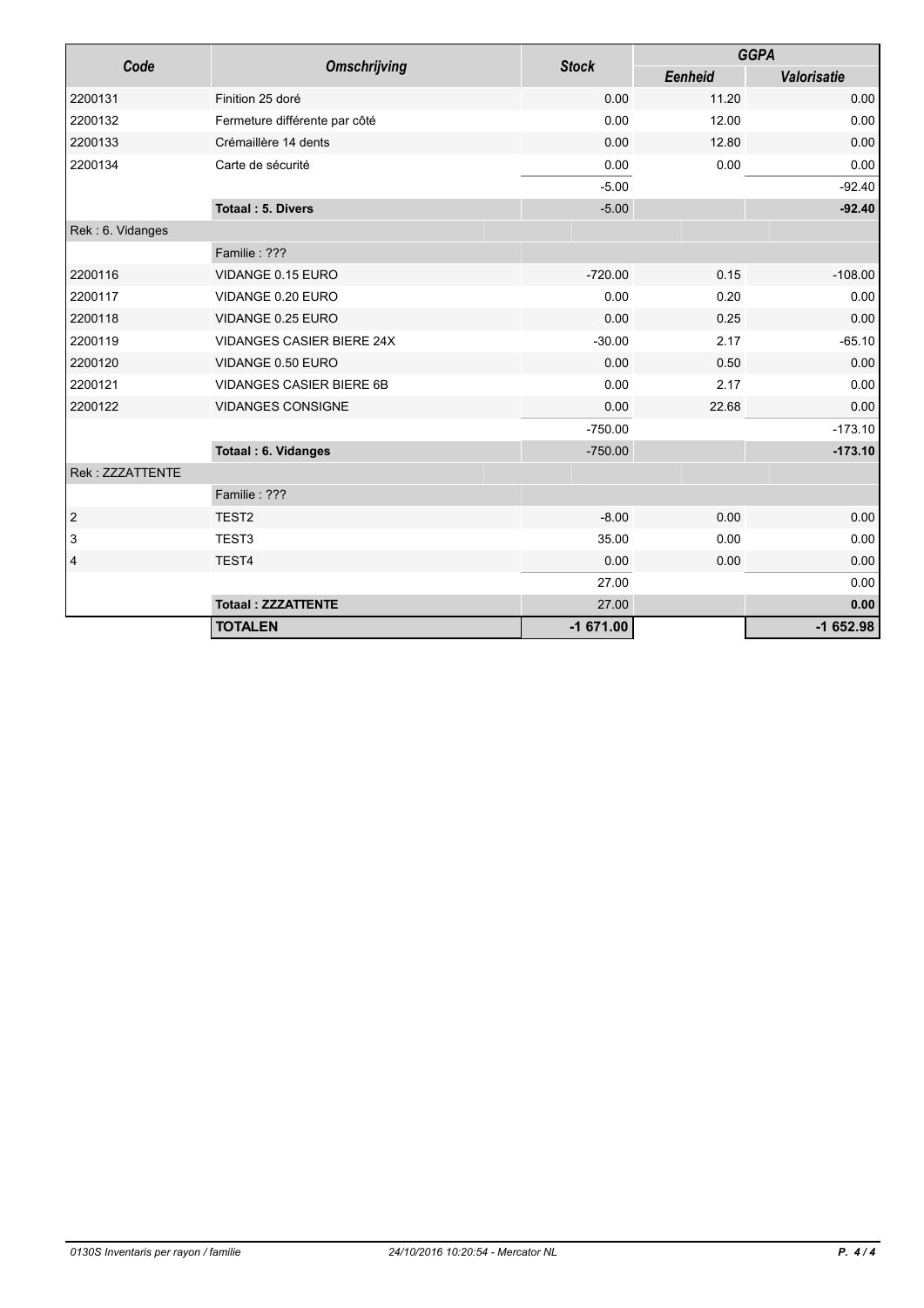| Code | Omschrijving | Stock | GGPA | |
|---|---|---|---|---|
| | | | Eenheid | Valorisatie |
| 2200131 | Finition 25 doré | 0.00 | 11.20 | 0.00 |
| 2200132 | Fermeture différente par côté | 0.00 | 12.00 | 0.00 |
| 2200133 | Crémaillère 14 dents | 0.00 | 12.80 | 0.00 |
| 2200134 | Carte de sécurité | 0.00 | 0.00 | 0.00 |
| | | -5.00 | | -92.40 |
| | **Totaal : 5. Divers** | -5.00 | | **-92.40** |
| Rek : 6. Vidanges | | | | |
| | Familie : ??? | | | |
| 2200116 | VIDANGE 0.15 EURO | -720.00 | 0.15 | -108.00 |
| 2200117 | VIDANGE 0.20 EURO | 0.00 | 0.20 | 0.00 |
| 2200118 | VIDANGE 0.25 EURO | 0.00 | 0.25 | 0.00 |
| 2200119 | VIDANGES CASIER BIERE 24X | -30.00 | 2.17 | -65.10 |
| 2200120 | VIDANGE 0.50 EURO | 0.00 | 0.50 | 0.00 |
| 2200121 | VIDANGES CASIER BIERE 6B | 0.00 | 2.17 | 0.00 |
| 2200122 | VIDANGES CONSIGNE | 0.00 | 22.68 | 0.00 |
| | | -750.00 | | -173.10 |
| | **Totaal : 6. Vidanges** | -750.00 | | **-173.10** |
| Rek : ZZZATTENTE | | | | |
| | Familie : ??? | | | |
| 2 | TEST2 | -8.00 | 0.00 | 0.00 |
| 3 | TEST3 | 35.00 | 0.00 | 0.00 |
| 4 | TEST4 | 0.00 | 0.00 | 0.00 |
| | | 27.00 | | 0.00 |
| | **Totaal : ZZZATTENTE** | 27.00 | | **0.00** |
| | **TOTALEN** | **-1 671.00** | | **-1 652.98** |

0130S Inventaris per rayon / familie — 24/10/2016 10:20:54 - Mercator NL